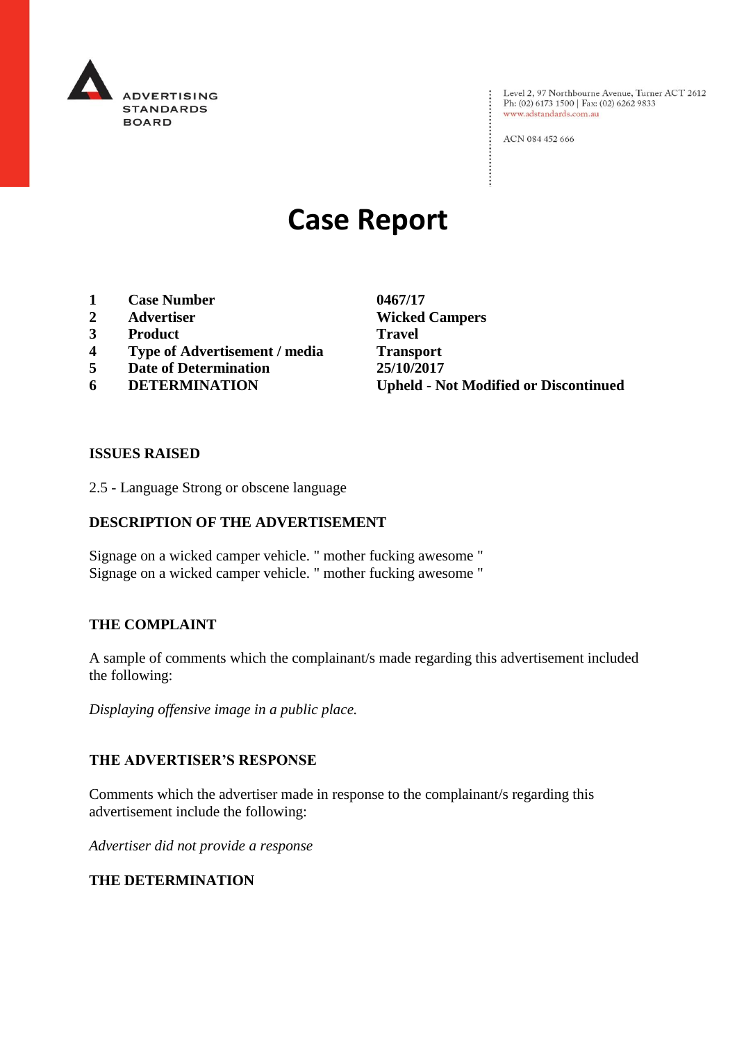ADVERTISING STANDARDS BOARD

Level 2, 97 Northbourne Avenue, Turner ACT 2612
Ph: (02) 6173 1500 | Fax: (02) 6262 9833
www.adstandards.com.au

ACN 084 452 666

# Case Report

| | | |
|---|---|---|
| **1** | **Case Number** | **0467/17** |
| **2** | **Advertiser** | **Wicked Campers** |
| **3** | **Product** | **Travel** |
| **4** | **Type of Advertisement / media** | **Transport** |
| **5** | **Date of Determination** | **25/10/2017** |
| **6** | **DETERMINATION** | **Upheld - Not Modified or Discontinued** |

## ISSUES RAISED

2.5 - Language Strong or obscene language

## DESCRIPTION OF THE ADVERTISEMENT

Signage on a wicked camper vehicle. " mother fucking awesome "
Signage on a wicked camper vehicle. " mother fucking awesome "

## THE COMPLAINT

A sample of comments which the complainant/s made regarding this advertisement included the following:

*Displaying offensive image in a public place.*

## THE ADVERTISER'S RESPONSE

Comments which the advertiser made in response to the complainant/s regarding this advertisement include the following:

*Advertiser did not provide a response*

## THE DETERMINATION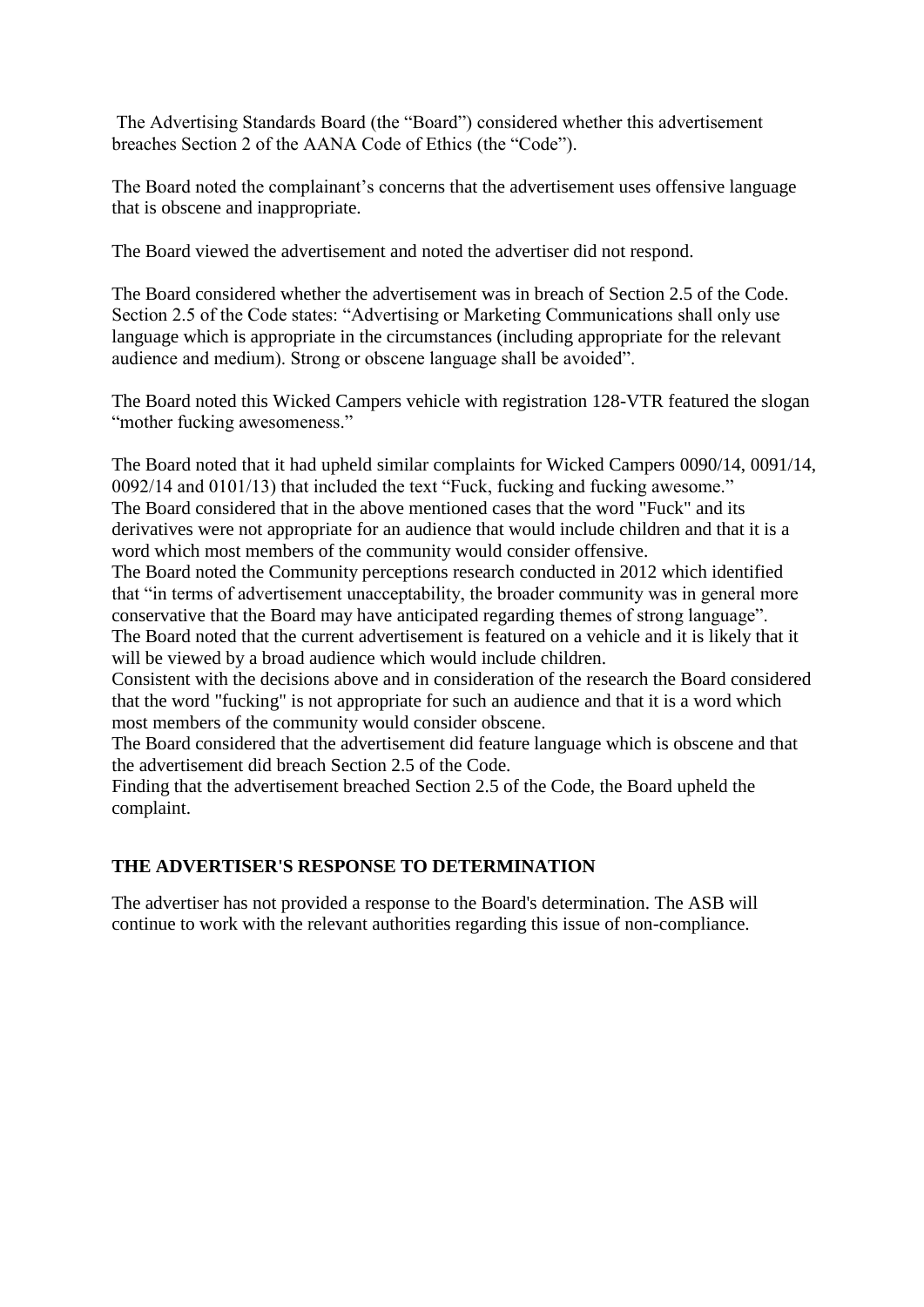The Advertising Standards Board (the "Board") considered whether this advertisement breaches Section 2 of the AANA Code of Ethics (the "Code").

The Board noted the complainant's concerns that the advertisement uses offensive language that is obscene and inappropriate.

The Board viewed the advertisement and noted the advertiser did not respond.

The Board considered whether the advertisement was in breach of Section 2.5 of the Code. Section 2.5 of the Code states: "Advertising or Marketing Communications shall only use language which is appropriate in the circumstances (including appropriate for the relevant audience and medium). Strong or obscene language shall be avoided".

The Board noted this Wicked Campers vehicle with registration 128-VTR featured the slogan "mother fucking awesomeness."

The Board noted that it had upheld similar complaints for Wicked Campers 0090/14, 0091/14, 0092/14 and 0101/13) that included the text "Fuck, fucking and fucking awesome."
The Board considered that in the above mentioned cases that the word "Fuck" and its derivatives were not appropriate for an audience that would include children and that it is a word which most members of the community would consider offensive.
The Board noted the Community perceptions research conducted in 2012 which identified that "in terms of advertisement unacceptability, the broader community was in general more conservative that the Board may have anticipated regarding themes of strong language".
The Board noted that the current advertisement is featured on a vehicle and it is likely that it will be viewed by a broad audience which would include children.
Consistent with the decisions above and in consideration of the research the Board considered that the word "fucking" is not appropriate for such an audience and that it is a word which most members of the community would consider obscene.
The Board considered that the advertisement did feature language which is obscene and that the advertisement did breach Section 2.5 of the Code.
Finding that the advertisement breached Section 2.5 of the Code, the Board upheld the complaint.

**THE ADVERTISER'S RESPONSE TO DETERMINATION**

The advertiser has not provided a response to the Board's determination. The ASB will continue to work with the relevant authorities regarding this issue of non-compliance.